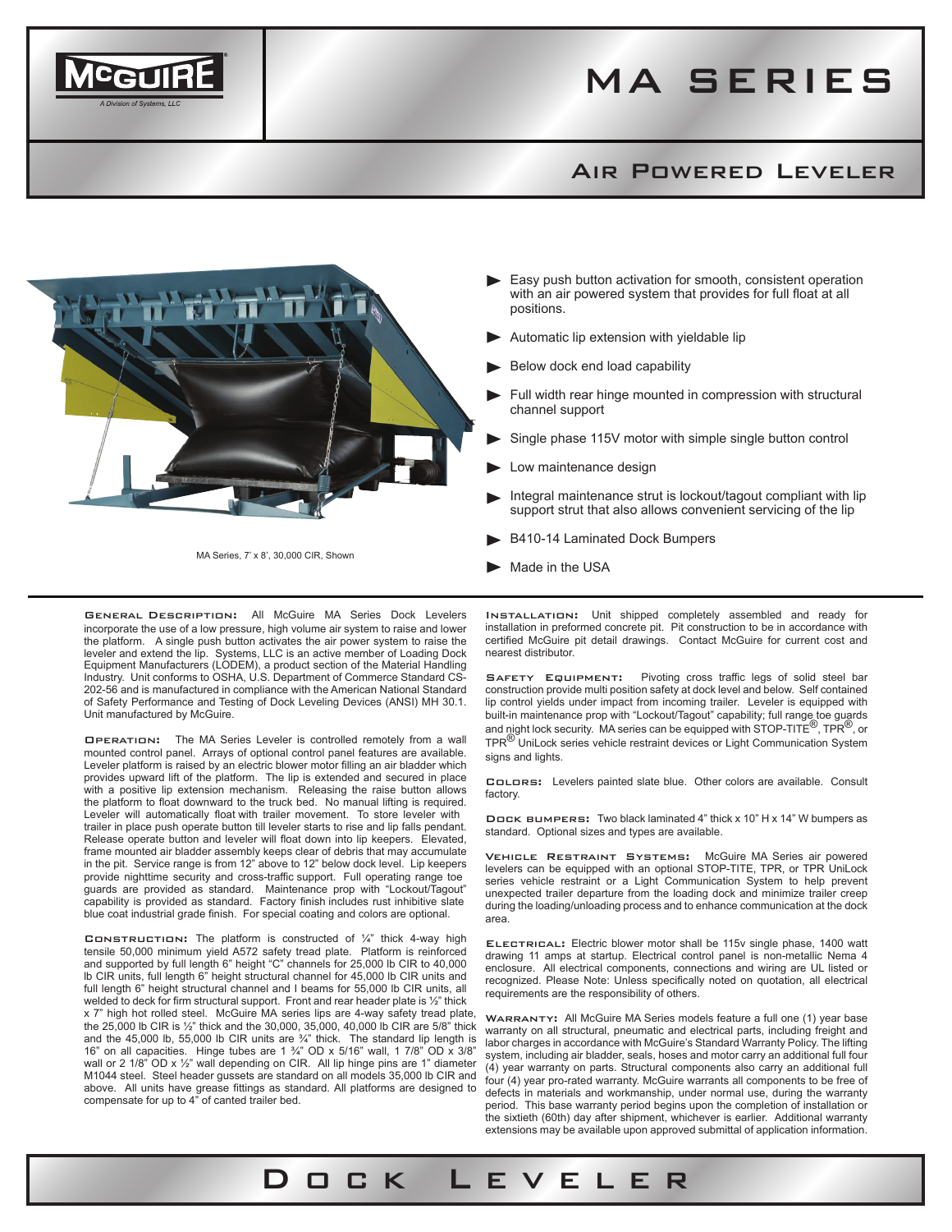# MA SERIES

## AIR POWERED LEVELER

MA Series, 7' x 8', 30,000 CIR, Shown

- Easy push button activation for smooth, consistent operation with an air powered system that provides for full float at all positions.
- Automatic lip extension with yieldable lip
- Below dock end load capability
- Full width rear hinge mounted in compression with structural channel support
- Single phase 115V motor with simple single button control
- Low maintenance design
- Integral maintenance strut is lockout/tagout compliant with lip support strut that also allows convenient servicing of the lip
- B410-14 Laminated Dock Bumpers
- Made in the USA

**GENERAL DESCRIPTION:** All McGuire MA Series Dock Levelers incorporate the use of a low pressure, high volume air system to raise and lower the platform. A single push button activates the air power system to raise the leveler and extend the lip. Systems, LLC is an active member of Loading Dock Equipment Manufacturers (LODEM), a product section of the Material Handling Industry. Unit conforms to OSHA, U.S. Department of Commerce Standard CS-202-56 and is manufactured in compliance with the American National Standard of Safety Performance and Testing of Dock Leveling Devices (ANSI) MH 30.1. Unit manufactured by McGuire.

**OPERATION:** The MA Series Leveler is controlled remotely from a wall mounted control panel. Arrays of optional control panel features are available. Leveler platform is raised by an electric blower motor filling an air bladder which provides upward lift of the platform. The lip is extended and secured in place with a positive lip extension mechanism. Releasing the raise button allows the platform to float downward to the truck bed. No manual lifting is required. Leveler will automatically float with trailer movement. To store leveler with trailer in place push operate button till leveler starts to rise and lip falls pendant. Release operate button and leveler will float down into lip keepers. Elevated, frame mounted air bladder assembly keeps clear of debris that may accumulate in the pit. Service range is from 12" above to 12" below dock level. Lip keepers provide nighttime security and cross-traffic support. Full operating range toe guards are provided as standard. Maintenance prop with "Lockout/Tagout" capability is provided as standard. Factory finish includes rust inhibitive slate blue coat industrial grade finish. For special coating and colors are optional.

**CONSTRUCTION:** The platform is constructed of ¼" thick 4-way high tensile 50,000 minimum yield A572 safety tread plate. Platform is reinforced and supported by full length 6" height "C" channels for 25,000 lb CIR to 40,000 lb CIR units, full length 6" height structural channel for 45,000 lb CIR units and full length 6" height structural channel and I beams for 55,000 lb CIR units, all welded to deck for firm structural support. Front and rear header plate is ½" thick x 7" high hot rolled steel. McGuire MA series lips are 4-way safety tread plate, the 25,000 lb CIR is ½" thick and the 30,000, 35,000, 40,000 lb CIR are 5/8" thick and the 45,000 lb, 55,000 lb CIR units are ¾" thick. The standard lip length is 16" on all capacities. Hinge tubes are 1 ¾" OD x 5/16" wall, 1 7/8" OD x 3/8" wall or 2 1/8" OD x ½" wall depending on CIR. All lip hinge pins are 1" diameter M1044 steel. Steel header gussets are standard on all models 35,000 lb CIR and above. All units have grease fittings as standard. All platforms are designed to compensate for up to 4" of canted trailer bed.

**INSTALLATION:** Unit shipped completely assembled and ready for installation in preformed concrete pit. Pit construction to be in accordance with certified McGuire pit detail drawings. Contact McGuire for current cost and nearest distributor.

**SAFETY EQUIPMENT:** Pivoting cross traffic legs of solid steel bar construction provide multi position safety at dock level and below. Self contained lip control yields under impact from incoming trailer. Leveler is equipped with built-in maintenance prop with "Lockout/Tagout" capability; full range toe guards and night lock security. MA series can be equipped with STOP-TITE®, TPR®, or TPR® UniLock series vehicle restraint devices or Light Communication System signs and lights.

**COLORS:** Levelers painted slate blue. Other colors are available. Consult factory.

**DOCK BUMPERS:** Two black laminated 4" thick x 10" H x 14" W bumpers as standard. Optional sizes and types are available.

**VEHICLE RESTRAINT SYSTEMS:** McGuire MA Series air powered levelers can be equipped with an optional STOP-TITE, TPR, or TPR UniLock series vehicle restraint or a Light Communication System to help prevent unexpected trailer departure from the loading dock and minimize trailer creep during the loading/unloading process and to enhance communication at the dock area.

**ELECTRICAL:** Electric blower motor shall be 115v single phase, 1400 watt drawing 11 amps at startup. Electrical control panel is non-metallic Nema 4 enclosure. All electrical components, connections and wiring are UL listed or recognized. Please Note: Unless specifically noted on quotation, all electrical requirements are the responsibility of others.

**WARRANTY:** All McGuire MA Series models feature a full one (1) year base warranty on all structural, pneumatic and electrical parts, including freight and labor charges in accordance with McGuire's Standard Warranty Policy. The lifting system, including air bladder, seals, hoses and motor carry an additional full four (4) year warranty on parts. Structural components also carry an additional full four (4) year pro-rated warranty. McGuire warrants all components to be free of defects in materials and workmanship, under normal use, during the warranty period. This base warranty period begins upon the completion of installation or the sixtieth (60th) day after shipment, whichever is earlier. Additional warranty extensions may be available upon approved submittal of application information.

DOCK LEVELER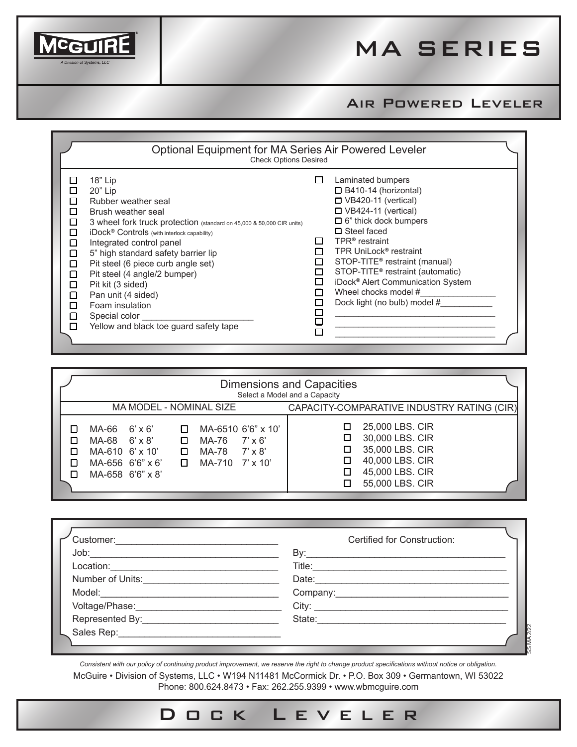# MA SERIES

## Air Powered Leveler

### Optional Equipment for MA Series Air Powered Leveler

Check Options Desired

- ☐ 18" Lip
- ☐ 20" Lip
- ☐ Rubber weather seal
- ☐ Brush weather seal
- ☐ 3 wheel fork truck protection (standard on 45,000 & 50,000 CIR units)
- ☐ iDock® Controls (with interlock capability)
- ☐ Integrated control panel
- ☐ 5" high standard safety barrier lip
- ☐ Pit steel (6 piece curb angle set)
- ☐ Pit steel (4 angle/2 bumper)
- ☐ Pit kit (3 sided)
- ☐ Pan unit (4 sided)
- ☐ Foam insulation
- ☐ Special color _______________________
- ☐ Yellow and black toe guard safety tape
- ☐ Laminated bumpers
  - ☐ B410-14 (horizontal)
  - ☐ VB420-11 (vertical)
  - ☐ VB424-11 (vertical)
  - ☐ 6" thick dock bumpers
  - ☐ Steel faced
- ☐ TPR® restraint
- ☐ TPR UniLock® restraint
- ☐ STOP-TITE® restraint (manual)
- ☐ STOP-TITE® restraint (automatic)
- ☐ iDock® Alert Communication System
- ☐ Wheel chocks model #_______________
- ☐ Dock light (no bulb) model #___________
- ☐ _________________________________
- ☐ _________________________________
- ☐ _________________________________

### Dimensions and Capacities

Select a Model and a Capacity

| MA MODEL - NOMINAL SIZE | | CAPACITY-COMPARATIVE INDUSTRY RATING (CIR) |
|---|---|---|
| ☐ MA-66 6' x 6' | ☐ MA-6510 6'6" x 10' | ☐ 25,000 LBS. CIR |
| ☐ MA-68 6' x 8' | ☐ MA-76 7' x 6' | ☐ 30,000 LBS. CIR |
| ☐ MA-610 6' x 10' | ☐ MA-78 7' x 8' | ☐ 35,000 LBS. CIR |
| ☐ MA-656 6'6" x 6' | ☐ MA-710 7' x 10' | ☐ 40,000 LBS. CIR |
| ☐ MA-658 6'6" x 8' | | ☐ 45,000 LBS. CIR |
| | | ☐ 55,000 LBS. CIR |

Customer:______________________________
Job:___________________________________
Location:_______________________________
Number of Units:_________________________
Model:_________________________________
Voltage/Phase:___________________________
Represented By:_________________________
Sales Rep:______________________________

Certified for Construction:

By:____________________________________
Title:__________________________________
Date:__________________________________
Company:_______________________________
City: __________________________________
State:__________________________________

SS MA 2/22

*Consistent with our policy of continuing product improvement, we reserve the right to change product specifications without notice or obligation.*

McGuire • Division of Systems, LLC • W194 N11481 McCormick Dr. • P.O. Box 309 • Germantown, WI 53022
Phone: 800.624.8473 • Fax: 262.255.9399 • www.wbmcguire.com

DOCK LEVELER